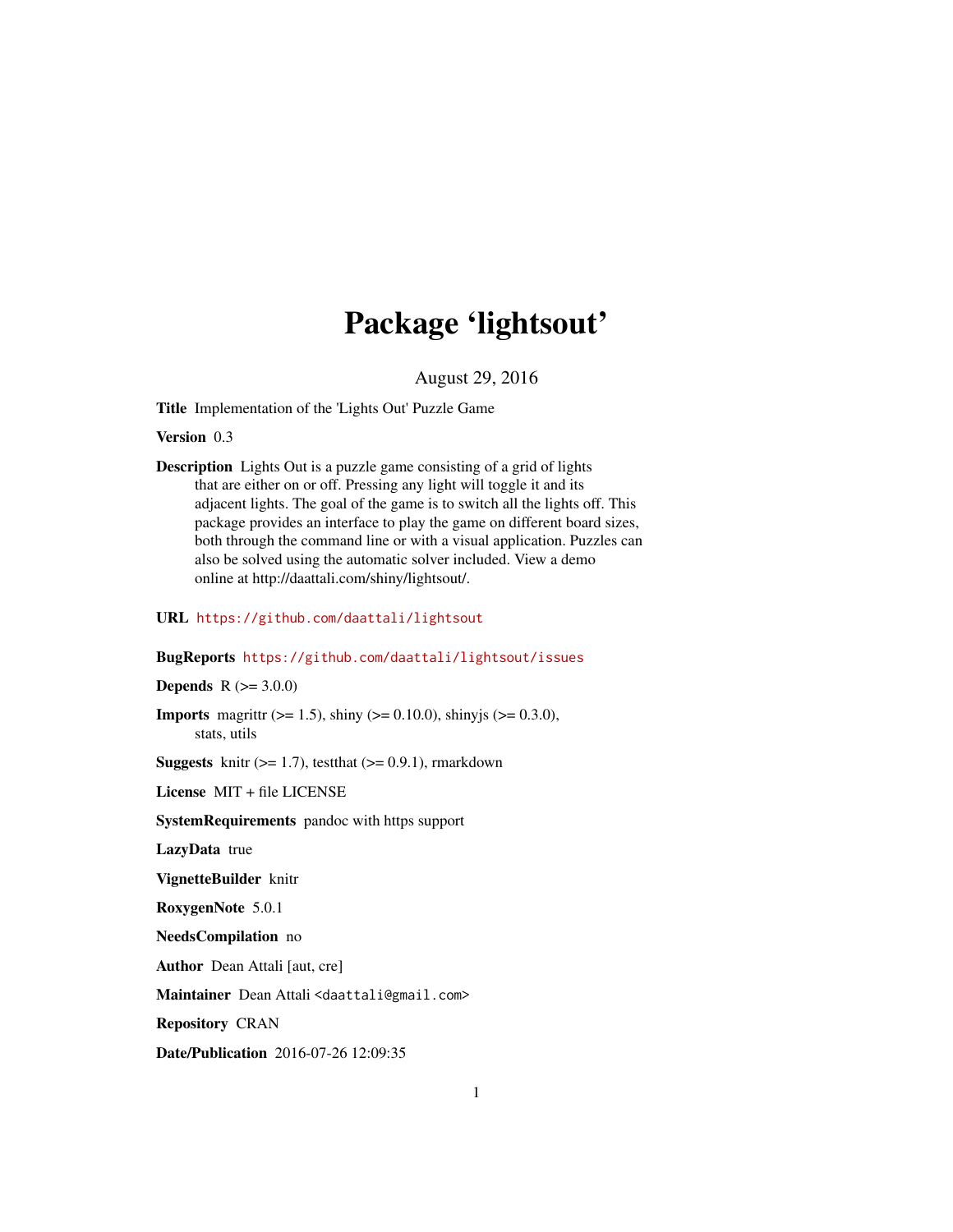# Package 'lightsout'

August 29, 2016

**Title** Implementation of the 'Lights Out' Puzzle Game

**Version** 0.3

**Description** Lights Out is a puzzle game consisting of a grid of lights that are either on or off. Pressing any light will toggle it and its adjacent lights. The goal of the game is to switch all the lights off. This package provides an interface to play the game on different board sizes, both through the command line or with a visual application. Puzzles can also be solved using the automatic solver included. View a demo online at http://daattali.com/shiny/lightsout/.

**URL** https://github.com/daattali/lightsout

**BugReports** https://github.com/daattali/lightsout/issues

**Depends** R (>= 3.0.0)

**Imports** magrittr (>= 1.5), shiny (>= 0.10.0), shinyjs (>= 0.3.0), stats, utils

**Suggests** knitr (>= 1.7), testthat (>= 0.9.1), rmarkdown

**License** MIT + file LICENSE

**SystemRequirements** pandoc with https support

**LazyData** true

**VignetteBuilder** knitr

**RoxygenNote** 5.0.1

**NeedsCompilation** no

**Author** Dean Attali [aut, cre]

**Maintainer** Dean Attali <daattali@gmail.com>

**Repository** CRAN

**Date/Publication** 2016-07-26 12:09:35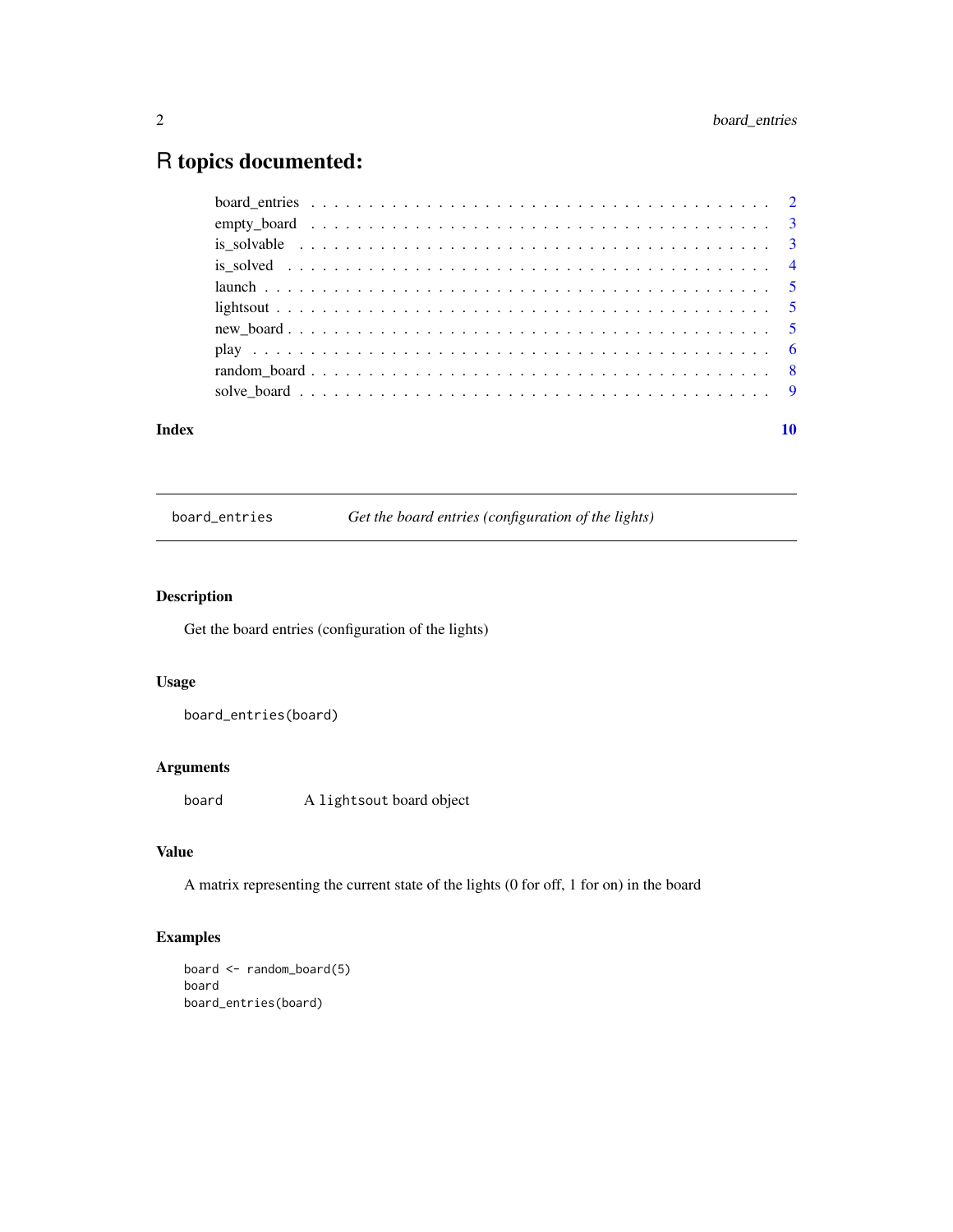# R topics documented:

| | |
|---|---|
| board_entries | 2 |
| empty_board | 3 |
| is_solvable | 3 |
| is_solved | 4 |
| launch | 5 |
| lightsout | 5 |
| new_board | 5 |
| play | 6 |
| random_board | 8 |
| solve_board | 9 |
| **Index** | **10** |

---

## board_entries — *Get the board entries (configuration of the lights)*

### Description

Get the board entries (configuration of the lights)

### Usage

```
board_entries(board)
```

### Arguments

| | |
|---|---|
| board | A `lightsout` board object |

### Value

A matrix representing the current state of the lights (0 for off, 1 for on) in the board

### Examples

```
board <- random_board(5)
board
board_entries(board)
```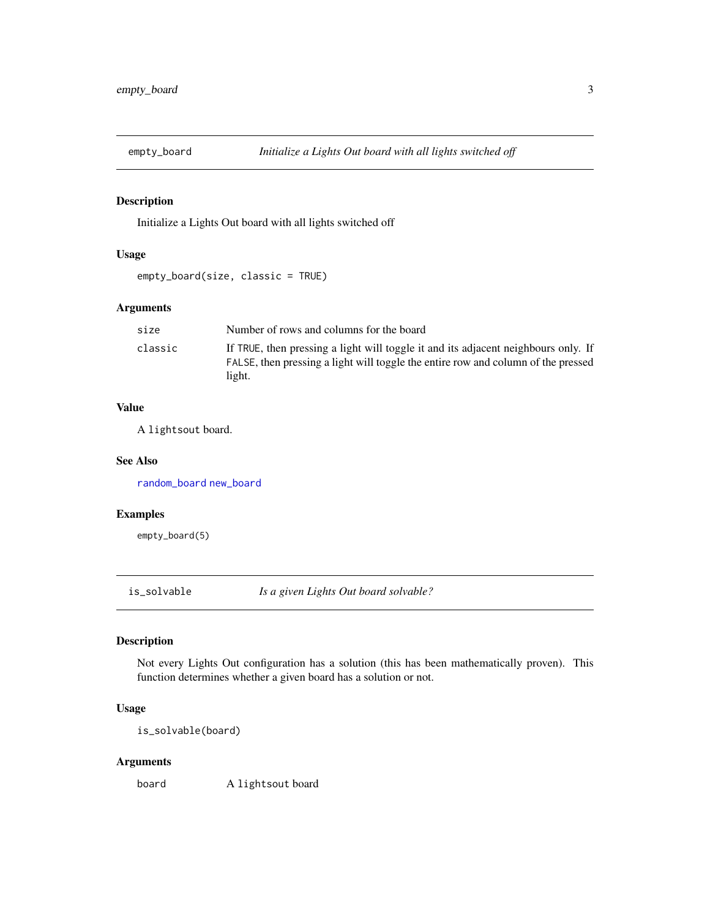## empty_board — *Initialize a Lights Out board with all lights switched off*

### Description

Initialize a Lights Out board with all lights switched off

### Usage

```
empty_board(size, classic = TRUE)
```

### Arguments

| | |
|---|---|
| size | Number of rows and columns for the board |
| classic | If `TRUE`, then pressing a light will toggle it and its adjacent neighbours only. If `FALSE`, then pressing a light will toggle the entire row and column of the pressed light. |

### Value

A `lightsout` board.

### See Also

random_board new_board

### Examples

```
empty_board(5)
```

## is_solvable — *Is a given Lights Out board solvable?*

### Description

Not every Lights Out configuration has a solution (this has been mathematically proven). This function determines whether a given board has a solution or not.

### Usage

```
is_solvable(board)
```

### Arguments

| | |
|---|---|
| board | A `lightsout` board |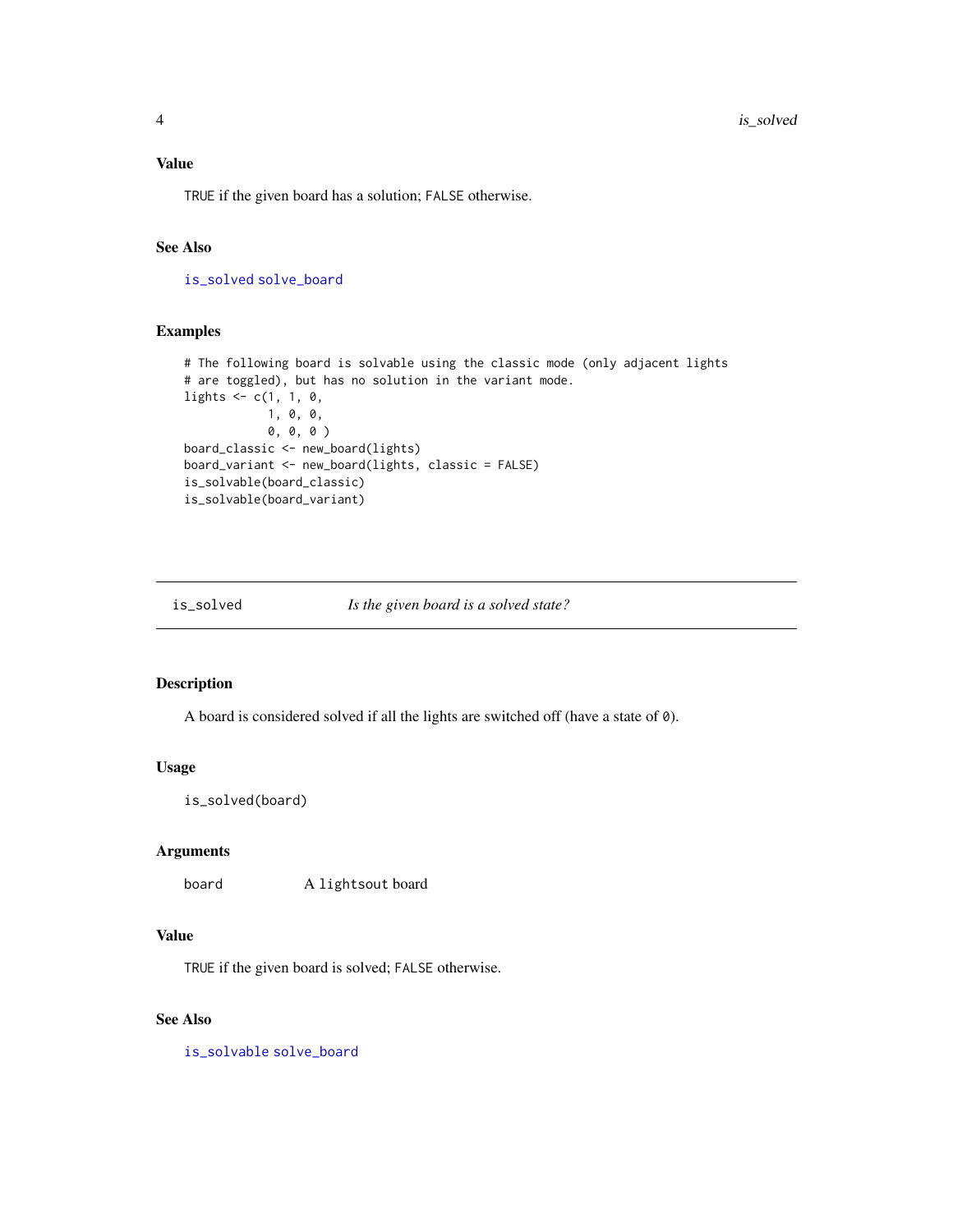### Value

TRUE if the given board has a solution; FALSE otherwise.

### See Also

is_solved solve_board

### Examples

```
# The following board is solvable using the classic mode (only adjacent lights
# are toggled), but has no solution in the variant mode.
lights <- c(1, 1, 0,
            1, 0, 0,
            0, 0, 0 )
board_classic <- new_board(lights)
board_variant <- new_board(lights, classic = FALSE)
is_solvable(board_classic)
is_solvable(board_variant)
```

---

## is_solved — *Is the given board is a solved state?*

### Description

A board is considered solved if all the lights are switched off (have a state of 0).

### Usage

```
is_solved(board)
```

### Arguments

| | |
|---|---|
| board | A lightsout board |

### Value

TRUE if the given board is solved; FALSE otherwise.

### See Also

is_solvable solve_board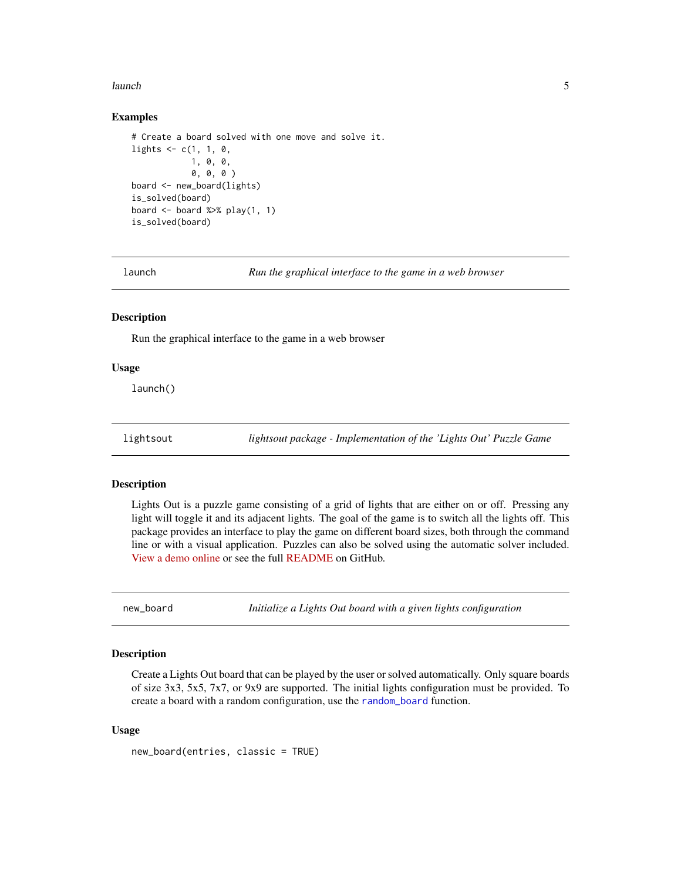### Examples

```
# Create a board solved with one move and solve it.
lights <- c(1, 1, 0,
            1, 0, 0,
            0, 0, 0 )
board <- new_board(lights)
is_solved(board)
board <- board %>% play(1, 1)
is_solved(board)
```

## launch — *Run the graphical interface to the game in a web browser*

### Description

Run the graphical interface to the game in a web browser

### Usage

```
launch()
```

## lightsout — *lightsout package - Implementation of the 'Lights Out' Puzzle Game*

### Description

Lights Out is a puzzle game consisting of a grid of lights that are either on or off. Pressing any light will toggle it and its adjacent lights. The goal of the game is to switch all the lights off. This package provides an interface to play the game on different board sizes, both through the command line or with a visual application. Puzzles can also be solved using the automatic solver included. View a demo online or see the full README on GitHub.

## new_board — *Initialize a Lights Out board with a given lights configuration*

### Description

Create a Lights Out board that can be played by the user or solved automatically. Only square boards of size 3x3, 5x5, 7x7, or 9x9 are supported. The initial lights configuration must be provided. To create a board with a random configuration, use the `random_board` function.

### Usage

```
new_board(entries, classic = TRUE)
```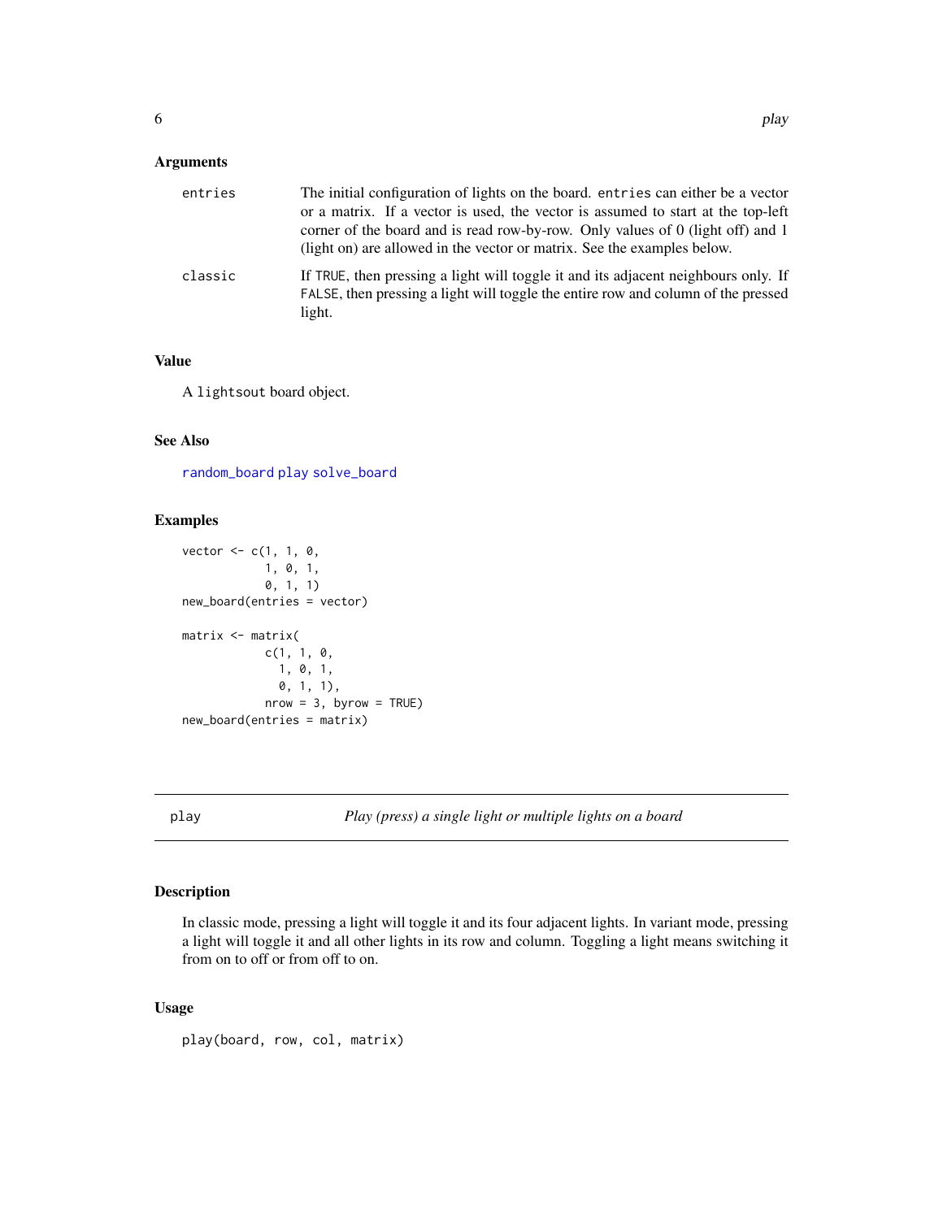### Arguments

| | |
|---|---|
| entries | The initial configuration of lights on the board. `entries` can either be a vector or a matrix. If a vector is used, the vector is assumed to start at the top-left corner of the board and is read row-by-row. Only values of 0 (light off) and 1 (light on) are allowed in the vector or matrix. See the examples below. |
| classic | If `TRUE`, then pressing a light will toggle it and its adjacent neighbours only. If `FALSE`, then pressing a light will toggle the entire row and column of the pressed light. |

### Value

A `lightsout` board object.

### See Also

`random_board` `play` `solve_board`

### Examples

```
vector <- c(1, 1, 0,
            1, 0, 1,
            0, 1, 1)
new_board(entries = vector)

matrix <- matrix(
            c(1, 1, 0,
              1, 0, 1,
              0, 1, 1),
            nrow = 3, byrow = TRUE)
new_board(entries = matrix)
```

---

## play — *Play (press) a single light or multiple lights on a board*

---

### Description

In classic mode, pressing a light will toggle it and its four adjacent lights. In variant mode, pressing a light will toggle it and all other lights in its row and column. Toggling a light means switching it from on to off or from off to on.

### Usage

```
play(board, row, col, matrix)
```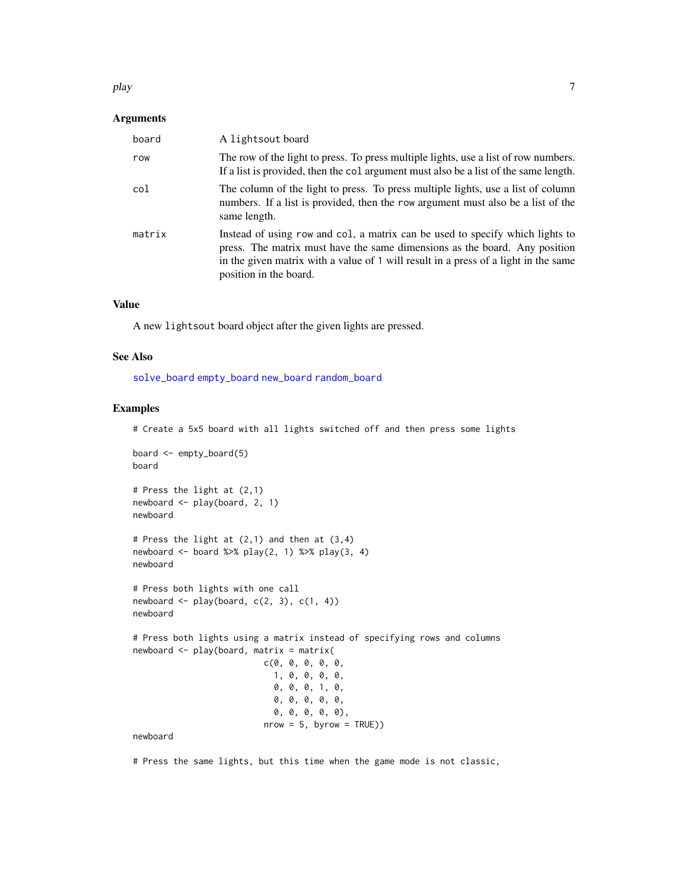### Arguments

| | |
|---|---|
| board | A `lightsout` board |
| row | The row of the light to press. To press multiple lights, use a list of row numbers. If a list is provided, then the `col` argument must also be a list of the same length. |
| col | The column of the light to press. To press multiple lights, use a list of column numbers. If a list is provided, then the `row` argument must also be a list of the same length. |
| matrix | Instead of using `row` and `col`, a matrix can be used to specify which lights to press. The matrix must have the same dimensions as the board. Any position in the given matrix with a value of 1 will result in a press of a light in the same position in the board. |

### Value

A new `lightsout` board object after the given lights are pressed.

### See Also

`solve_board` `empty_board` `new_board` `random_board`

### Examples

```
# Create a 5x5 board with all lights switched off and then press some lights

board <- empty_board(5)
board

# Press the light at (2,1)
newboard <- play(board, 2, 1)
newboard

# Press the light at (2,1) and then at (3,4)
newboard <- board %>% play(2, 1) %>% play(3, 4)
newboard

# Press both lights with one call
newboard <- play(board, c(2, 3), c(1, 4))
newboard

# Press both lights using a matrix instead of specifying rows and columns
newboard <- play(board, matrix = matrix(
                          c(0, 0, 0, 0, 0,
                            1, 0, 0, 0, 0,
                            0, 0, 0, 1, 0,
                            0, 0, 0, 0, 0,
                            0, 0, 0, 0, 0),
                          nrow = 5, byrow = TRUE))
newboard

# Press the same lights, but this time when the game mode is not classic,
```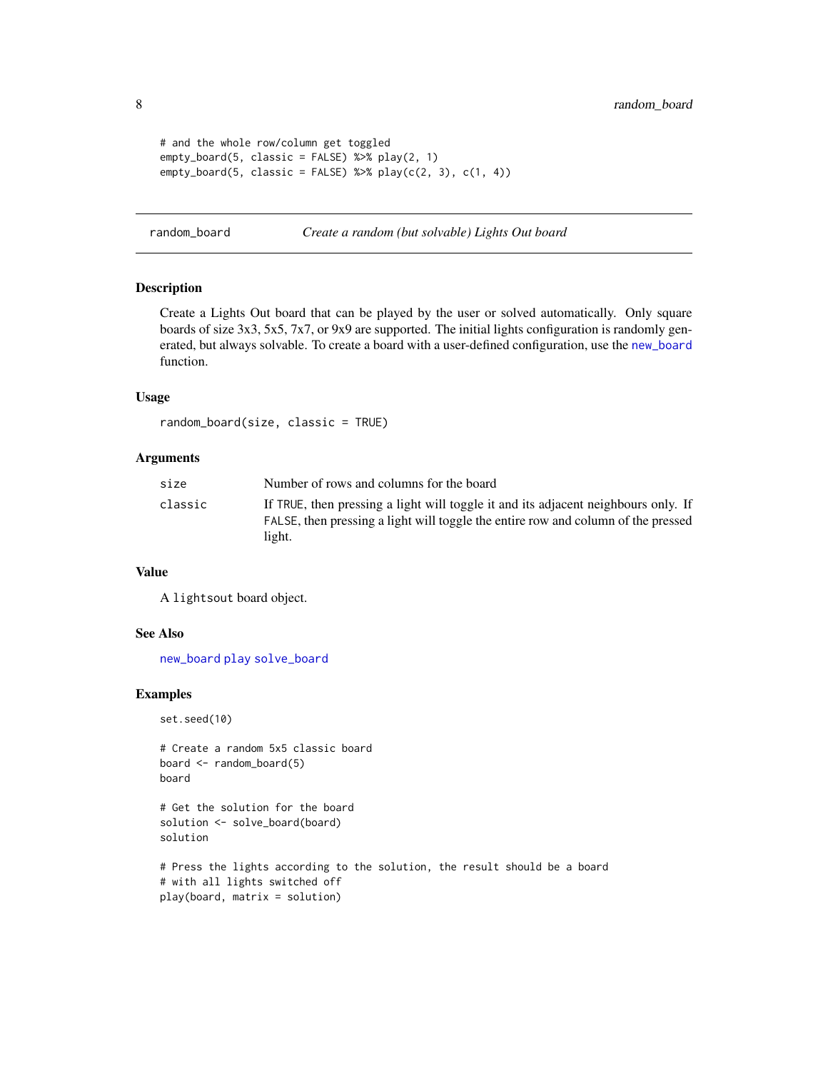```
# and the whole row/column get toggled
empty_board(5, classic = FALSE) %>% play(2, 1)
empty_board(5, classic = FALSE) %>% play(c(2, 3), c(1, 4))
```

---

## random_board — *Create a random (but solvable) Lights Out board*

### Description

Create a Lights Out board that can be played by the user or solved automatically. Only square boards of size 3x3, 5x5, 7x7, or 9x9 are supported. The initial lights configuration is randomly generated, but always solvable. To create a board with a user-defined configuration, use the `new_board` function.

### Usage

```
random_board(size, classic = TRUE)
```

### Arguments

| | |
|---|---|
| `size` | Number of rows and columns for the board |
| `classic` | If `TRUE`, then pressing a light will toggle it and its adjacent neighbours only. If `FALSE`, then pressing a light will toggle the entire row and column of the pressed light. |

### Value

A `lightsout` board object.

### See Also

`new_board` `play` `solve_board`

### Examples

```
set.seed(10)

# Create a random 5x5 classic board
board <- random_board(5)
board

# Get the solution for the board
solution <- solve_board(board)
solution

# Press the lights according to the solution, the result should be a board
# with all lights switched off
play(board, matrix = solution)
```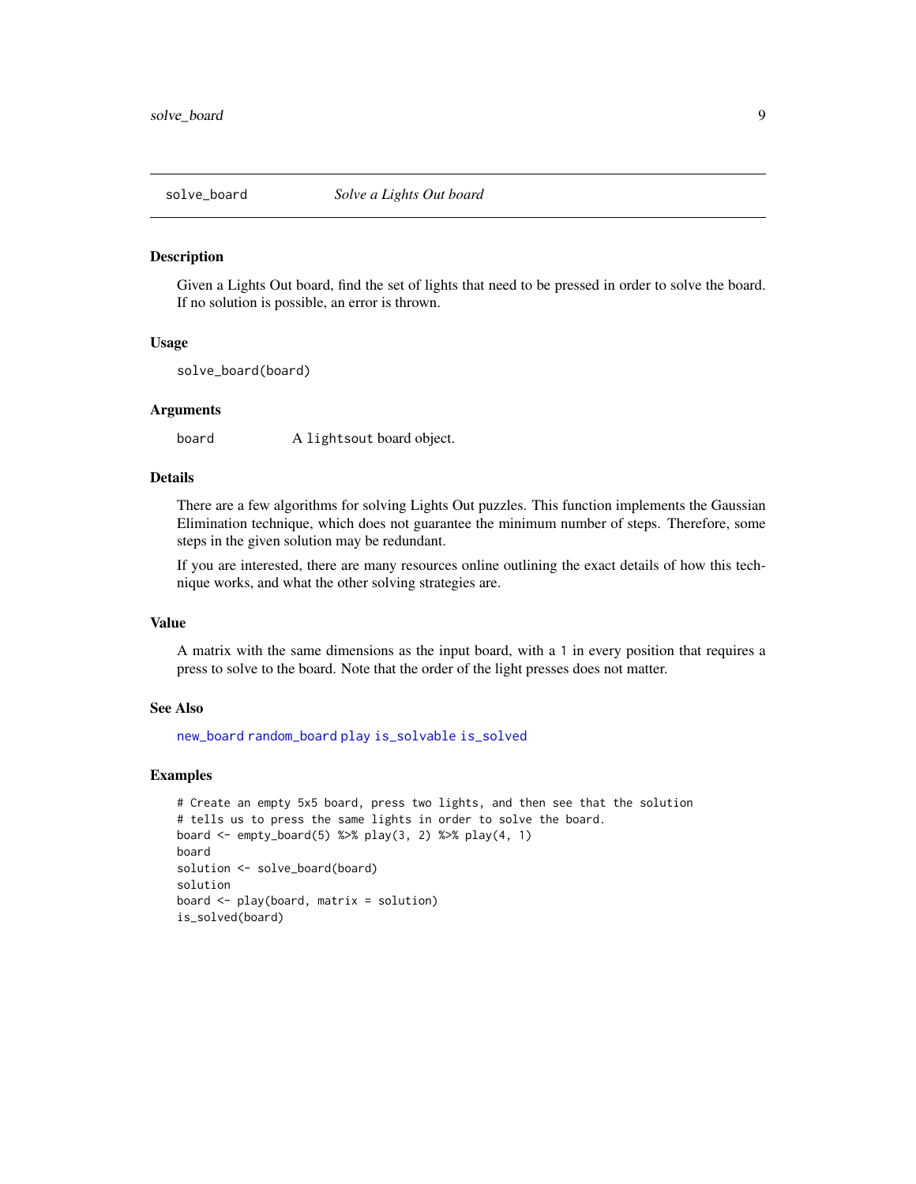## solve_board &nbsp;&nbsp;&nbsp;&nbsp; *Solve a Lights Out board*

### Description

Given a Lights Out board, find the set of lights that need to be pressed in order to solve the board. If no solution is possible, an error is thrown.

### Usage

```
solve_board(board)
```

### Arguments

| | |
|---|---|
| board | A `lightsout` board object. |

### Details

There are a few algorithms for solving Lights Out puzzles. This function implements the Gaussian Elimination technique, which does not guarantee the minimum number of steps. Therefore, some steps in the given solution may be redundant.

If you are interested, there are many resources online outlining the exact details of how this technique works, and what the other solving strategies are.

### Value

A matrix with the same dimensions as the input board, with a `1` in every position that requires a press to solve to the board. Note that the order of the light presses does not matter.

### See Also

`new_board` `random_board` `play` `is_solvable` `is_solved`

### Examples

```
# Create an empty 5x5 board, press two lights, and then see that the solution
# tells us to press the same lights in order to solve the board.
board <- empty_board(5) %>% play(3, 2) %>% play(4, 1)
board
solution <- solve_board(board)
solution
board <- play(board, matrix = solution)
is_solved(board)
```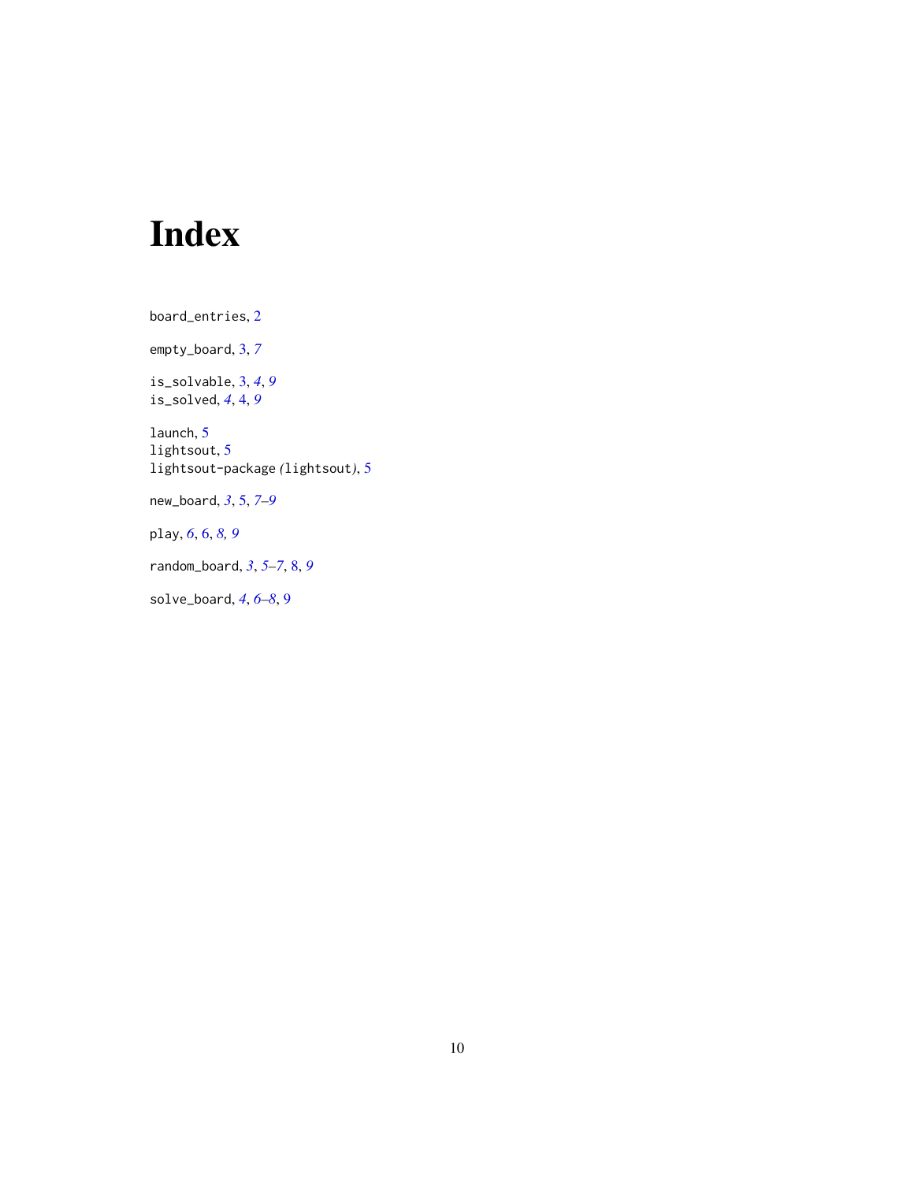# Index

board_entries, 2

empty_board, 3, *7*

is_solvable, 3, *4*, *9*
is_solved, *4*, 4, *9*

launch, 5
lightsout, 5
lightsout-package *(*lightsout*)*, 5

new_board, *3*, 5, *7–9*

play, *6*, 6, *8, 9*

random_board, *3*, *5–7*, 8, *9*

solve_board, *4*, *6–8*, 9